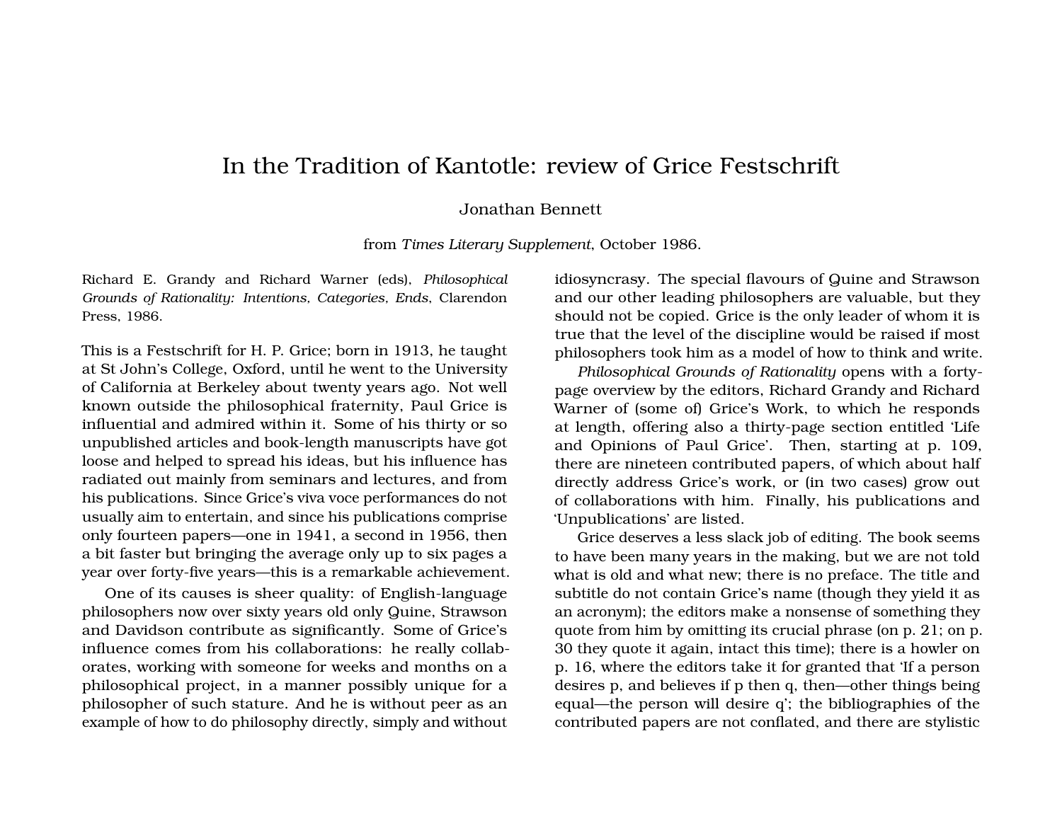# In the Tradition of Kantotle: review of Grice Festschrift

Jonathan Bennett

from *Times Literary Supplement*, October 1986.

Richard E. Grandy and Richard Warner (eds), *Philosophical Grounds of Rationality: Intentions, Categories, Ends*, Clarendon Press, 1986.

This is a Festschrift for H. P. Grice; born in 1913, he taught at St John's College, Oxford, until he went to the University of California at Berkeley about twenty years ago. Not well known outside the philosophical fraternity, Paul Grice is influential and admired within it. Some of his thirty or so unpublished articles and book-length manuscripts have got loose and helped to spread his ideas, but his influence has radiated out mainly from seminars and lectures, and from his publications. Since Grice's viva voce performances do not usually aim to entertain, and since his publications comprise only fourteen papers—one in 1941, a second in 1956, then a bit faster but bringing the average only up to six pages a year over forty-five years—this is a remarkable achievement.

One of its causes is sheer quality: of English-language philosophers now over sixty years old only Quine, Strawson and Davidson contribute as significantly. Some of Grice's influence comes from his collaborations: he really collaborates, working with someone for weeks and months on a philosophical project, in a manner possibly unique for a philosopher of such stature. And he is without peer as an example of how to do philosophy directly, simply and without idiosyncrasy. The special flavours of Quine and Strawson and our other leading philosophers are valuable, but they should not be copied. Grice is the only leader of whom it is true that the level of the discipline would be raised if most philosophers took him as a model of how to think and write.

*Philosophical Grounds of Rationality* opens with a forty-page overview by the editors, Richard Grandy and Richard Warner of (some of) Grice's Work, to which he responds at length, offering also a thirty-page section entitled 'Life and Opinions of Paul Grice'. Then, starting at p. 109, there are nineteen contributed papers, of which about half directly address Grice's work, or (in two cases) grow out of collaborations with him. Finally, his publications and 'Unpublications' are listed.

Grice deserves a less slack job of editing. The book seems to have been many years in the making, but we are not told what is old and what new; there is no preface. The title and subtitle do not contain Grice's name (though they yield it as an acronym); the editors make a nonsense of something they quote from him by omitting its crucial phrase (on p. 21; on p. 30 they quote it again, intact this time); there is a howler on p. 16, where the editors take it for granted that 'If a person desires p, and believes if p then q, then—other things being equal—the person will desire q'; the bibliographies of the contributed papers are not conflated, and there are stylistic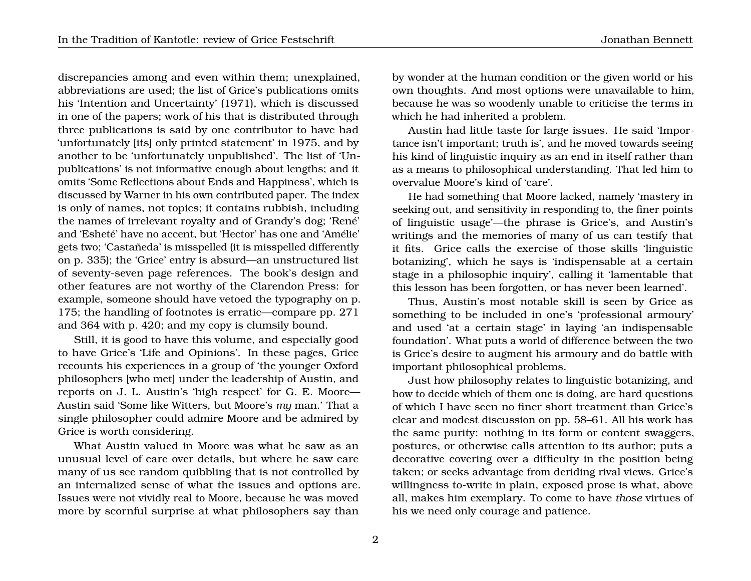discrepancies among and even within them; unexplained, abbreviations are used; the list of Grice's publications omits his 'Intention and Uncertainty' (1971), which is discussed in one of the papers; work of his that is distributed through three publications is said by one contributor to have had 'unfortunately [its] only printed statement' in 1975, and by another to be 'unfortunately unpublished'. The list of 'Unpublications' is not informative enough about lengths; and it omits 'Some Reflections about Ends and Happiness', which is discussed by Warner in his own contributed paper. The index is only of names, not topics; it contains rubbish, including the names of irrelevant royalty and of Grandy's dog; 'René' and 'Esheté' have no accent, but 'Hector' has one and 'Amélie' gets two; 'Castañeda' is misspelled (it is misspelled differently on p. 335); the 'Grice' entry is absurd—an unstructured list of seventy-seven page references. The book's design and other features are not worthy of the Clarendon Press: for example, someone should have vetoed the typography on p. 175; the handling of footnotes is erratic—compare pp. 271 and 364 with p. 420; and my copy is clumsily bound.

Still, it is good to have this volume, and especially good to have Grice's 'Life and Opinions'. In these pages, Grice recounts his experiences in a group of 'the younger Oxford philosophers [who met] under the leadership of Austin, and reports on J. L. Austin's 'high respect' for G. E. Moore—Austin said 'Some like Witters, but Moore's *my* man.' That a single philosopher could admire Moore and be admired by Grice is worth considering.

What Austin valued in Moore was what he saw as an unusual level of care over details, but where he saw care many of us see random quibbling that is not controlled by an internalized sense of what the issues and options are. Issues were not vividly real to Moore, because he was moved more by scornful surprise at what philosophers say than by wonder at the human condition or the given world or his own thoughts. And most options were unavailable to him, because he was so woodenly unable to criticise the terms in which he had inherited a problem.

Austin had little taste for large issues. He said 'Importance isn't important; truth is', and he moved towards seeing his kind of linguistic inquiry as an end in itself rather than as a means to philosophical understanding. That led him to overvalue Moore's kind of 'care'.

He had something that Moore lacked, namely 'mastery in seeking out, and sensitivity in responding to, the finer points of linguistic usage'—the phrase is Grice's, and Austin's writings and the memories of many of us can testify that it fits. Grice calls the exercise of those skills 'linguistic botanizing', which he says is 'indispensable at a certain stage in a philosophic inquiry', calling it 'lamentable that this lesson has been forgotten, or has never been learned'.

Thus, Austin's most notable skill is seen by Grice as something to be included in one's 'professional armoury' and used 'at a certain stage' in laying 'an indispensable foundation'. What puts a world of difference between the two is Grice's desire to augment his armoury and do battle with important philosophical problems.

Just how philosophy relates to linguistic botanizing, and how to decide which of them one is doing, are hard questions of which I have seen no finer short treatment than Grice's clear and modest discussion on pp. 58–61. All his work has the same purity: nothing in its form or content swaggers, postures, or otherwise calls attention to its author; puts a decorative covering over a difficulty in the position being taken; or seeks advantage from deriding rival views. Grice's willingness to-write in plain, exposed prose is what, above all, makes him exemplary. To come to have *those* virtues of his we need only courage and patience.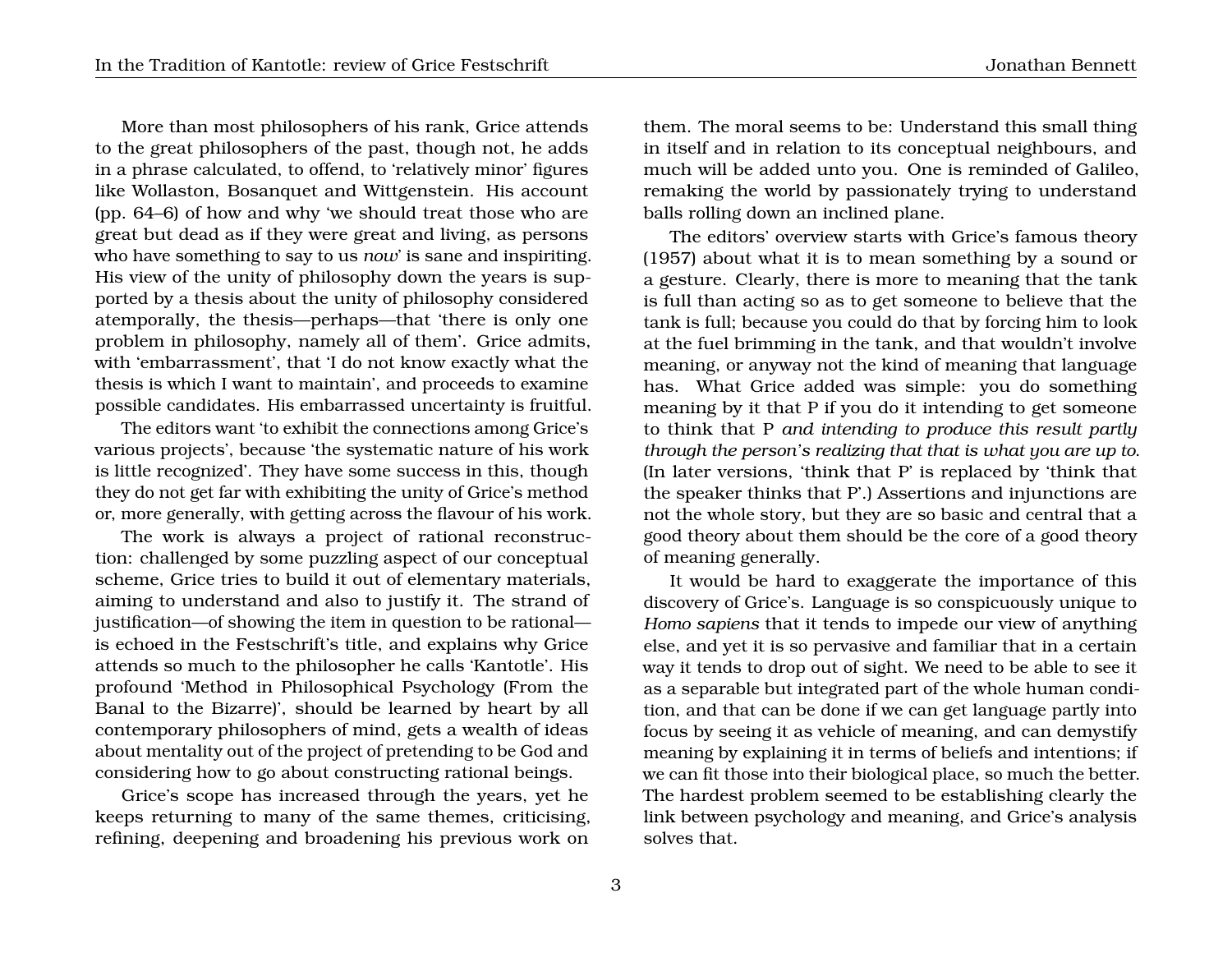More than most philosophers of his rank, Grice attends to the great philosophers of the past, though not, he adds in a phrase calculated, to offend, to 'relatively minor' figures like Wollaston, Bosanquet and Wittgenstein. His account (pp. 64–6) of how and why 'we should treat those who are great but dead as if they were great and living, as persons who have something to say to us *now*' is sane and inspiriting. His view of the unity of philosophy down the years is supported by a thesis about the unity of philosophy considered atemporally, the thesis—perhaps—that 'there is only one problem in philosophy, namely all of them'. Grice admits, with 'embarrassment', that 'I do not know exactly what the thesis is which I want to maintain', and proceeds to examine possible candidates. His embarrassed uncertainty is fruitful.

The editors want 'to exhibit the connections among Grice's various projects', because 'the systematic nature of his work is little recognized'. They have some success in this, though they do not get far with exhibiting the unity of Grice's method or, more generally, with getting across the flavour of his work.

The work is always a project of rational reconstruction: challenged by some puzzling aspect of our conceptual scheme, Grice tries to build it out of elementary materials, aiming to understand and also to justify it. The strand of justification—of showing the item in question to be rational—is echoed in the Festschrift's title, and explains why Grice attends so much to the philosopher he calls 'Kantotle'. His profound 'Method in Philosophical Psychology (From the Banal to the Bizarre)', should be learned by heart by all contemporary philosophers of mind, gets a wealth of ideas about mentality out of the project of pretending to be God and considering how to go about constructing rational beings.

Grice's scope has increased through the years, yet he keeps returning to many of the same themes, criticising, refining, deepening and broadening his previous work on them. The moral seems to be: Understand this small thing in itself and in relation to its conceptual neighbours, and much will be added unto you. One is reminded of Galileo, remaking the world by passionately trying to understand balls rolling down an inclined plane.

The editors' overview starts with Grice's famous theory (1957) about what it is to mean something by a sound or a gesture. Clearly, there is more to meaning that the tank is full than acting so as to get someone to believe that the tank is full; because you could do that by forcing him to look at the fuel brimming in the tank, and that wouldn't involve meaning, or anyway not the kind of meaning that language has. What Grice added was simple: you do something meaning by it that P if you do it intending to get someone to think that P *and intending to produce this result partly through the person's realizing that that is what you are up to*. (In later versions, 'think that P' is replaced by 'think that the speaker thinks that P'.) Assertions and injunctions are not the whole story, but they are so basic and central that a good theory about them should be the core of a good theory of meaning generally.

It would be hard to exaggerate the importance of this discovery of Grice's. Language is so conspicuously unique to *Homo sapiens* that it tends to impede our view of anything else, and yet it is so pervasive and familiar that in a certain way it tends to drop out of sight. We need to be able to see it as a separable but integrated part of the whole human condition, and that can be done if we can get language partly into focus by seeing it as vehicle of meaning, and can demystify meaning by explaining it in terms of beliefs and intentions; if we can fit those into their biological place, so much the better. The hardest problem seemed to be establishing clearly the link between psychology and meaning, and Grice's analysis solves that.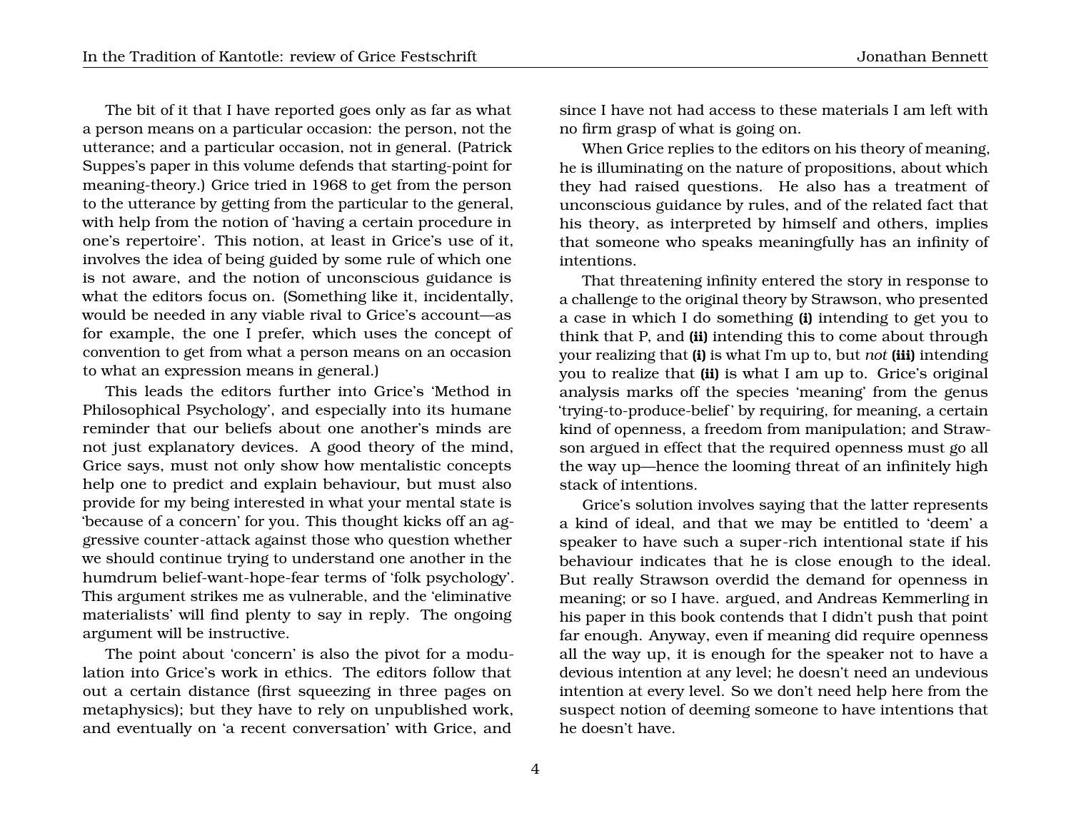The bit of it that I have reported goes only as far as what a person means on a particular occasion: the person, not the utterance; and a particular occasion, not in general. (Patrick Suppes's paper in this volume defends that starting-point for meaning-theory.) Grice tried in 1968 to get from the person to the utterance by getting from the particular to the general, with help from the notion of 'having a certain procedure in one's repertoire'. This notion, at least in Grice's use of it, involves the idea of being guided by some rule of which one is not aware, and the notion of unconscious guidance is what the editors focus on. (Something like it, incidentally, would be needed in any viable rival to Grice's account—as for example, the one I prefer, which uses the concept of convention to get from what a person means on an occasion to what an expression means in general.)

This leads the editors further into Grice's 'Method in Philosophical Psychology', and especially into its humane reminder that our beliefs about one another's minds are not just explanatory devices. A good theory of the mind, Grice says, must not only show how mentalistic concepts help one to predict and explain behaviour, but must also provide for my being interested in what your mental state is 'because of a concern' for you. This thought kicks off an aggressive counter-attack against those who question whether we should continue trying to understand one another in the humdrum belief-want-hope-fear terms of 'folk psychology'. This argument strikes me as vulnerable, and the 'eliminative materialists' will find plenty to say in reply. The ongoing argument will be instructive.

The point about 'concern' is also the pivot for a modulation into Grice's work in ethics. The editors follow that out a certain distance (first squeezing in three pages on metaphysics); but they have to rely on unpublished work, and eventually on 'a recent conversation' with Grice, and since I have not had access to these materials I am left with no firm grasp of what is going on.

When Grice replies to the editors on his theory of meaning, he is illuminating on the nature of propositions, about which they had raised questions. He also has a treatment of unconscious guidance by rules, and of the related fact that his theory, as interpreted by himself and others, implies that someone who speaks meaningfully has an infinity of intentions.

That threatening infinity entered the story in response to a challenge to the original theory by Strawson, who presented a case in which I do something **(i)** intending to get you to think that P, and **(ii)** intending this to come about through your realizing that **(i)** is what I'm up to, but *not* **(iii)** intending you to realize that **(ii)** is what I am up to. Grice's original analysis marks off the species 'meaning' from the genus 'trying-to-produce-belief' by requiring, for meaning, a certain kind of openness, a freedom from manipulation; and Strawson argued in effect that the required openness must go all the way up—hence the looming threat of an infinitely high stack of intentions.

Grice's solution involves saying that the latter represents a kind of ideal, and that we may be entitled to 'deem' a speaker to have such a super-rich intentional state if his behaviour indicates that he is close enough to the ideal. But really Strawson overdid the demand for openness in meaning; or so I have. argued, and Andreas Kemmerling in his paper in this book contends that I didn't push that point far enough. Anyway, even if meaning did require openness all the way up, it is enough for the speaker not to have a devious intention at any level; he doesn't need an undevious intention at every level. So we don't need help here from the suspect notion of deeming someone to have intentions that he doesn't have.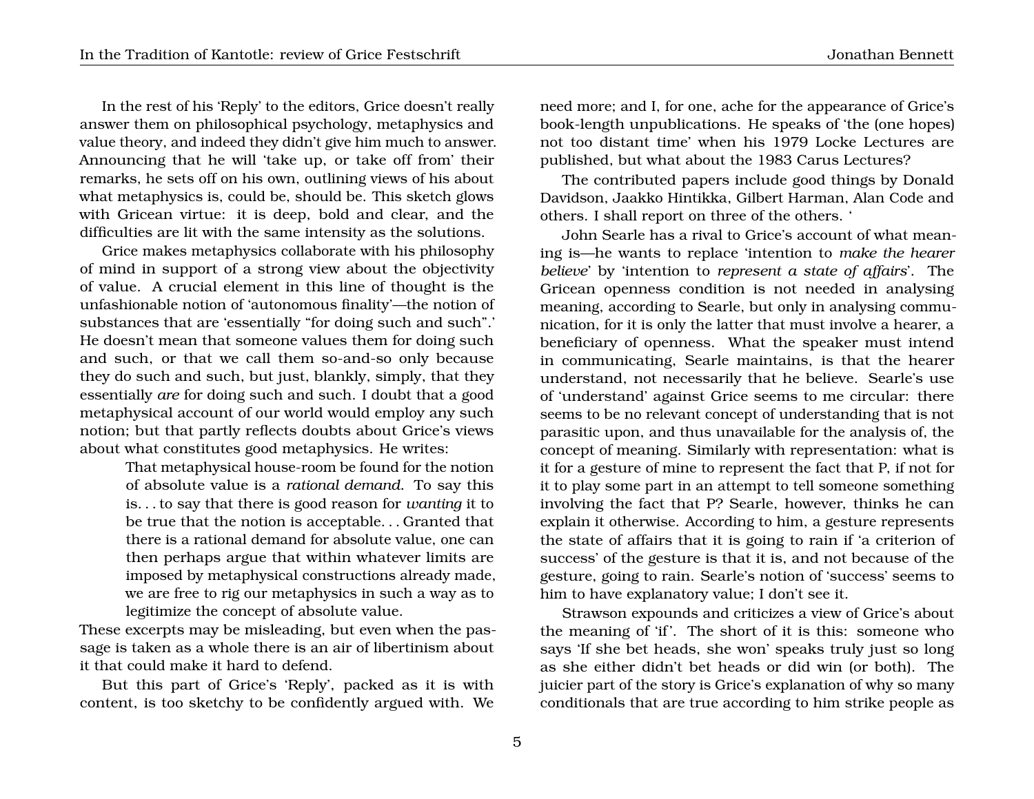In the rest of his 'Reply' to the editors, Grice doesn't really answer them on philosophical psychology, metaphysics and value theory, and indeed they didn't give him much to answer. Announcing that he will 'take up, or take off from' their remarks, he sets off on his own, outlining views of his about what metaphysics is, could be, should be. This sketch glows with Gricean virtue: it is deep, bold and clear, and the difficulties are lit with the same intensity as the solutions.

Grice makes metaphysics collaborate with his philosophy of mind in support of a strong view about the objectivity of value. A crucial element in this line of thought is the unfashionable notion of 'autonomous finality'—the notion of substances that are 'essentially "for doing such and such".' He doesn't mean that someone values them for doing such and such, or that we call them so-and-so only because they do such and such, but just, blankly, simply, that they essentially *are* for doing such and such. I doubt that a good metaphysical account of our world would employ any such notion; but that partly reflects doubts about Grice's views about what constitutes good metaphysics. He writes:

> That metaphysical house-room be found for the notion of absolute value is a *rational demand*. To say this is. . . to say that there is good reason for *wanting* it to be true that the notion is acceptable. . . Granted that there is a rational demand for absolute value, one can then perhaps argue that within whatever limits are imposed by metaphysical constructions already made, we are free to rig our metaphysics in such a way as to legitimize the concept of absolute value.

These excerpts may be misleading, but even when the passage is taken as a whole there is an air of libertinism about it that could make it hard to defend.

But this part of Grice's 'Reply', packed as it is with content, is too sketchy to be confidently argued with. We need more; and I, for one, ache for the appearance of Grice's book-length unpublications. He speaks of 'the (one hopes) not too distant time' when his 1979 Locke Lectures are published, but what about the 1983 Carus Lectures?

The contributed papers include good things by Donald Davidson, Jaakko Hintikka, Gilbert Harman, Alan Code and others. I shall report on three of the others. '

John Searle has a rival to Grice's account of what meaning is—he wants to replace 'intention to *make the hearer believe*' by 'intention to *represent a state of affairs*'. The Gricean openness condition is not needed in analysing meaning, according to Searle, but only in analysing communication, for it is only the latter that must involve a hearer, a beneficiary of openness. What the speaker must intend in communicating, Searle maintains, is that the hearer understand, not necessarily that he believe. Searle's use of 'understand' against Grice seems to me circular: there seems to be no relevant concept of understanding that is not parasitic upon, and thus unavailable for the analysis of, the concept of meaning. Similarly with representation: what is it for a gesture of mine to represent the fact that P, if not for it to play some part in an attempt to tell someone something involving the fact that P? Searle, however, thinks he can explain it otherwise. According to him, a gesture represents the state of affairs that it is going to rain if 'a criterion of success' of the gesture is that it is, and not because of the gesture, going to rain. Searle's notion of 'success' seems to him to have explanatory value; I don't see it.

Strawson expounds and criticizes a view of Grice's about the meaning of 'if'. The short of it is this: someone who says 'If she bet heads, she won' speaks truly just so long as she either didn't bet heads or did win (or both). The juicier part of the story is Grice's explanation of why so many conditionals that are true according to him strike people as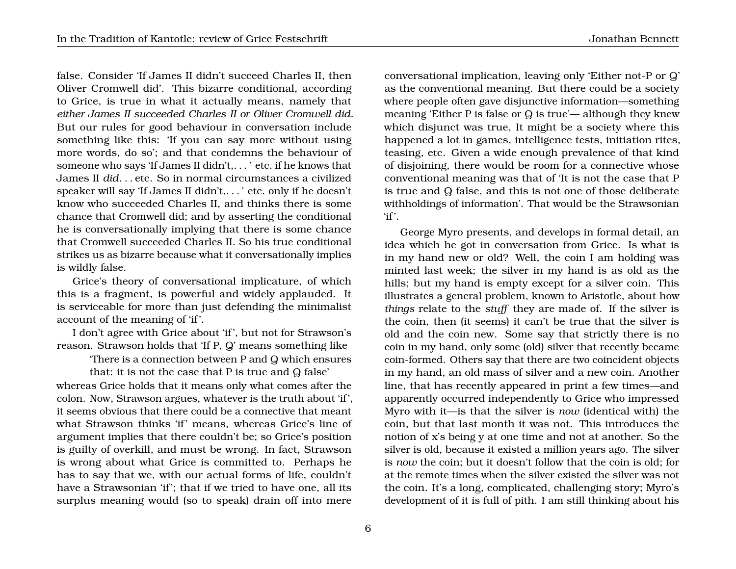false. Consider ‘If James II didn’t succeed Charles II, then Oliver Cromwell did’. This bizarre conditional, according to Grice, is true in what it actually means, namely that *either James II succeeded Charles II or Oliver Cromwell did*. But our rules for good behaviour in conversation include something like this: ‘If you can say more without using more words, do so’; and that condemns the behaviour of someone who says ‘If James II didn’t,. . . ’ etc. if he knows that James II *did*. . . etc. So in normal circumstances a civilized speaker will say ‘If James II didn’t,. . . ’ etc. only if he doesn’t know who succeeded Charles II, and thinks there is some chance that Cromwell did; and by asserting the conditional he is conversationally implying that there is some chance that Cromwell succeeded Charles II. So his true conditional strikes us as bizarre because what it conversationally implies is wildly false.

Grice’s theory of conversational implicature, of which this is a fragment, is powerful and widely applauded. It is serviceable for more than just defending the minimalist account of the meaning of ‘if’.

I don’t agree with Grice about ‘if’, but not for Strawson’s reason. Strawson holds that ‘If P, Q’ means something like

> ‘There is a connection between P and Q which ensures that: it is not the case that P is true and Q false’

whereas Grice holds that it means only what comes after the colon. Now, Strawson argues, whatever is the truth about ‘if’, it seems obvious that there could be a connective that meant what Strawson thinks ‘if’ means, whereas Grice’s line of argument implies that there couldn’t be; so Grice’s position is guilty of overkill, and must be wrong. In fact, Strawson is wrong about what Grice is committed to. Perhaps he has to say that we, with our actual forms of life, couldn’t have a Strawsonian ‘if’; that if we tried to have one, all its surplus meaning would (so to speak) drain off into mere conversational implication, leaving only ‘Either not-P or Q’ as the conventional meaning. But there could be a society where people often gave disjunctive information—something meaning ‘Either P is false or Q is true’— although they knew which disjunct was true, It might be a society where this happened a lot in games, intelligence tests, initiation rites, teasing, etc. Given a wide enough prevalence of that kind of disjoining, there would be room for a connective whose conventional meaning was that of ‘It is not the case that P is true and Q false, and this is not one of those deliberate withholdings of information’. That would be the Strawsonian ‘if’.

George Myro presents, and develops in formal detail, an idea which he got in conversation from Grice. Is what is in my hand new or old? Well, the coin I am holding was minted last week; the silver in my hand is as old as the hills; but my hand is empty except for a silver coin. This illustrates a general problem, known to Aristotle, about how *things* relate to the *stuff* they are made of. If the silver is the coin, then (it seems) it can’t be true that the silver is old and the coin new. Some say that strictly there is no coin in my hand, only some (old) silver that recently became coin-formed. Others say that there are two coincident objects in my hand, an old mass of silver and a new coin. Another line, that has recently appeared in print a few times—and apparently occurred independently to Grice who impressed Myro with it—is that the silver is *now* (identical with) the coin, but that last month it was not. This introduces the notion of x’s being y at one time and not at another. So the silver is old, because it existed a million years ago. The silver is *now* the coin; but it doesn’t follow that the coin is old; for at the remote times when the silver existed the silver was not the coin. It’s a long, complicated, challenging story; Myro’s development of it is full of pith. I am still thinking about his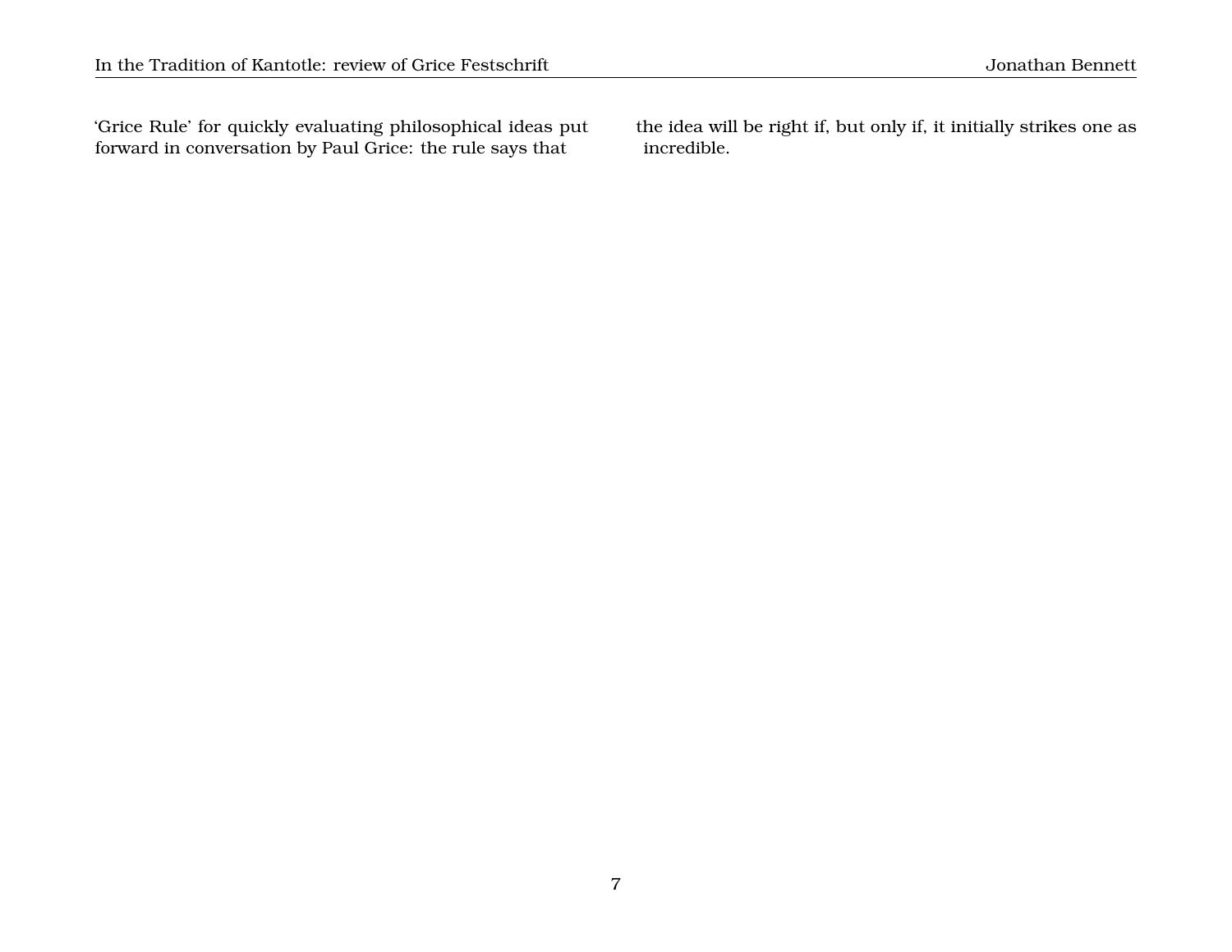'Grice Rule' for quickly evaluating philosophical ideas put forward in conversation by Paul Grice: the rule says that the idea will be right if, but only if, it initially strikes one as incredible.